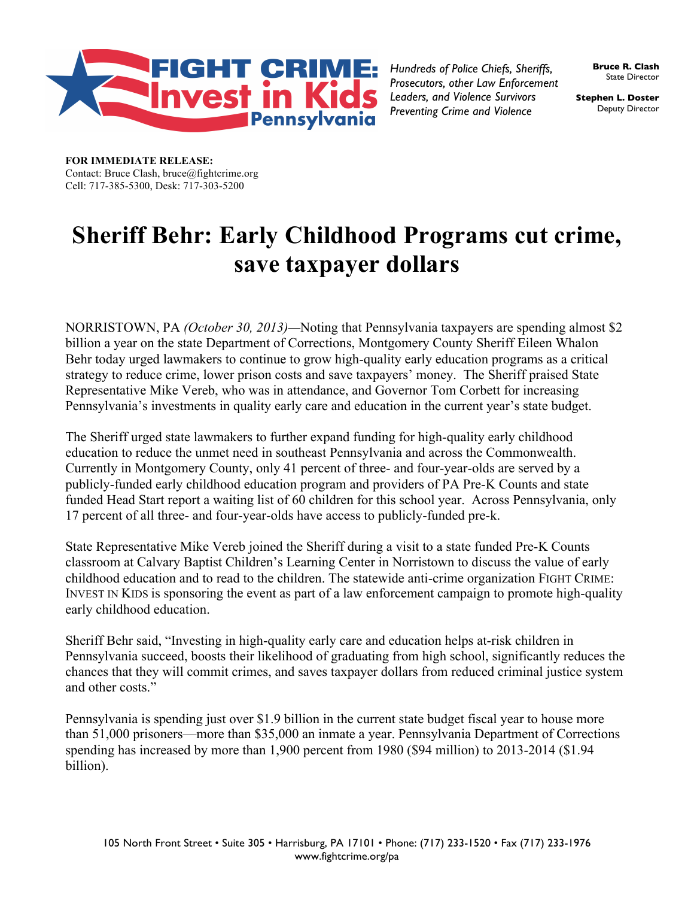**FIGHT CRIME: Invest in Kids Pennsylvania**

*Hundreds of Police Chiefs, Sheriffs, Prosecutors, other Law Enforcement Leaders, and Violence Survivors Preventing Crime and Violence*

**Bruce R. Clash**
State Director

**Stephen L. Doster**
Deputy Director

**FOR IMMEDIATE RELEASE:**
Contact: Bruce Clash, bruce@fightcrime.org
Cell: 717-385-5300, Desk: 717-303-5200

# Sheriff Behr: Early Childhood Programs cut crime, save taxpayer dollars

NORRISTOWN, PA *(October 30, 2013)*—Noting that Pennsylvania taxpayers are spending almost $2 billion a year on the state Department of Corrections, Montgomery County Sheriff Eileen Whalon Behr today urged lawmakers to continue to grow high-quality early education programs as a critical strategy to reduce crime, lower prison costs and save taxpayers' money. The Sheriff praised State Representative Mike Vereb, who was in attendance, and Governor Tom Corbett for increasing Pennsylvania's investments in quality early care and education in the current year's state budget.

The Sheriff urged state lawmakers to further expand funding for high-quality early childhood education to reduce the unmet need in southeast Pennsylvania and across the Commonwealth. Currently in Montgomery County, only 41 percent of three- and four-year-olds are served by a publicly-funded early childhood education program and providers of PA Pre-K Counts and state funded Head Start report a waiting list of 60 children for this school year. Across Pennsylvania, only 17 percent of all three- and four-year-olds have access to publicly-funded pre-k.

State Representative Mike Vereb joined the Sheriff during a visit to a state funded Pre-K Counts classroom at Calvary Baptist Children's Learning Center in Norristown to discuss the value of early childhood education and to read to the children. The statewide anti-crime organization FIGHT CRIME: INVEST IN KIDS is sponsoring the event as part of a law enforcement campaign to promote high-quality early childhood education.

Sheriff Behr said, "Investing in high-quality early care and education helps at-risk children in Pennsylvania succeed, boosts their likelihood of graduating from high school, significantly reduces the chances that they will commit crimes, and saves taxpayer dollars from reduced criminal justice system and other costs."

Pennsylvania is spending just over $1.9 billion in the current state budget fiscal year to house more than 51,000 prisoners—more than $35,000 an inmate a year. Pennsylvania Department of Corrections spending has increased by more than 1,900 percent from 1980 ($94 million) to 2013-2014 ($1.94 billion).

105 North Front Street • Suite 305 • Harrisburg, PA 17101 • Phone: (717) 233-1520 • Fax (717) 233-1976
www.fightcrime.org/pa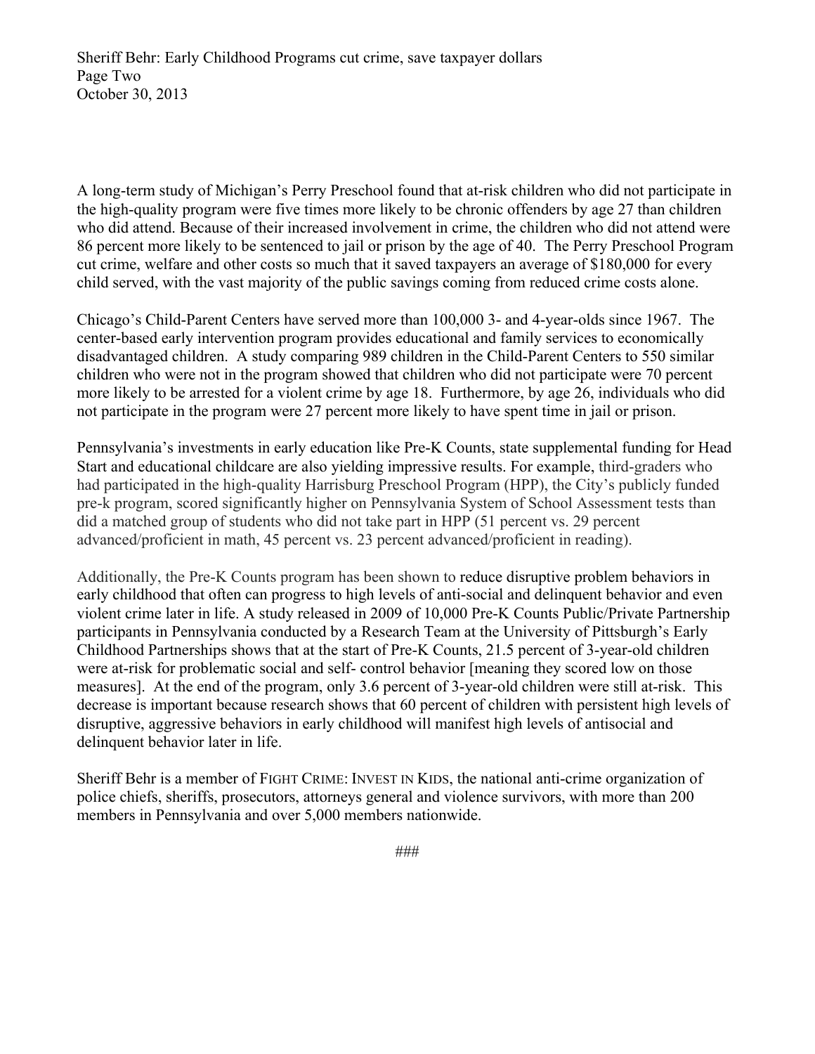A long-term study of Michigan's Perry Preschool found that at-risk children who did not participate in the high-quality program were five times more likely to be chronic offenders by age 27 than children who did attend. Because of their increased involvement in crime, the children who did not attend were 86 percent more likely to be sentenced to jail or prison by the age of 40. The Perry Preschool Program cut crime, welfare and other costs so much that it saved taxpayers an average of $180,000 for every child served, with the vast majority of the public savings coming from reduced crime costs alone.

Chicago's Child-Parent Centers have served more than 100,000 3- and 4-year-olds since 1967. The center-based early intervention program provides educational and family services to economically disadvantaged children. A study comparing 989 children in the Child-Parent Centers to 550 similar children who were not in the program showed that children who did not participate were 70 percent more likely to be arrested for a violent crime by age 18. Furthermore, by age 26, individuals who did not participate in the program were 27 percent more likely to have spent time in jail or prison.

Pennsylvania's investments in early education like Pre-K Counts, state supplemental funding for Head Start and educational childcare are also yielding impressive results. For example, third-graders who had participated in the high-quality Harrisburg Preschool Program (HPP), the City's publicly funded pre-k program, scored significantly higher on Pennsylvania System of School Assessment tests than did a matched group of students who did not take part in HPP (51 percent vs. 29 percent advanced/proficient in math, 45 percent vs. 23 percent advanced/proficient in reading).

Additionally, the Pre-K Counts program has been shown to reduce disruptive problem behaviors in early childhood that often can progress to high levels of anti-social and delinquent behavior and even violent crime later in life. A study released in 2009 of 10,000 Pre-K Counts Public/Private Partnership participants in Pennsylvania conducted by a Research Team at the University of Pittsburgh's Early Childhood Partnerships shows that at the start of Pre-K Counts, 21.5 percent of 3-year-old children were at-risk for problematic social and self- control behavior [meaning they scored low on those measures]. At the end of the program, only 3.6 percent of 3-year-old children were still at-risk. This decrease is important because research shows that 60 percent of children with persistent high levels of disruptive, aggressive behaviors in early childhood will manifest high levels of antisocial and delinquent behavior later in life.

Sheriff Behr is a member of FIGHT CRIME: INVEST IN KIDS, the national anti-crime organization of police chiefs, sheriffs, prosecutors, attorneys general and violence survivors, with more than 200 members in Pennsylvania and over 5,000 members nationwide.

###